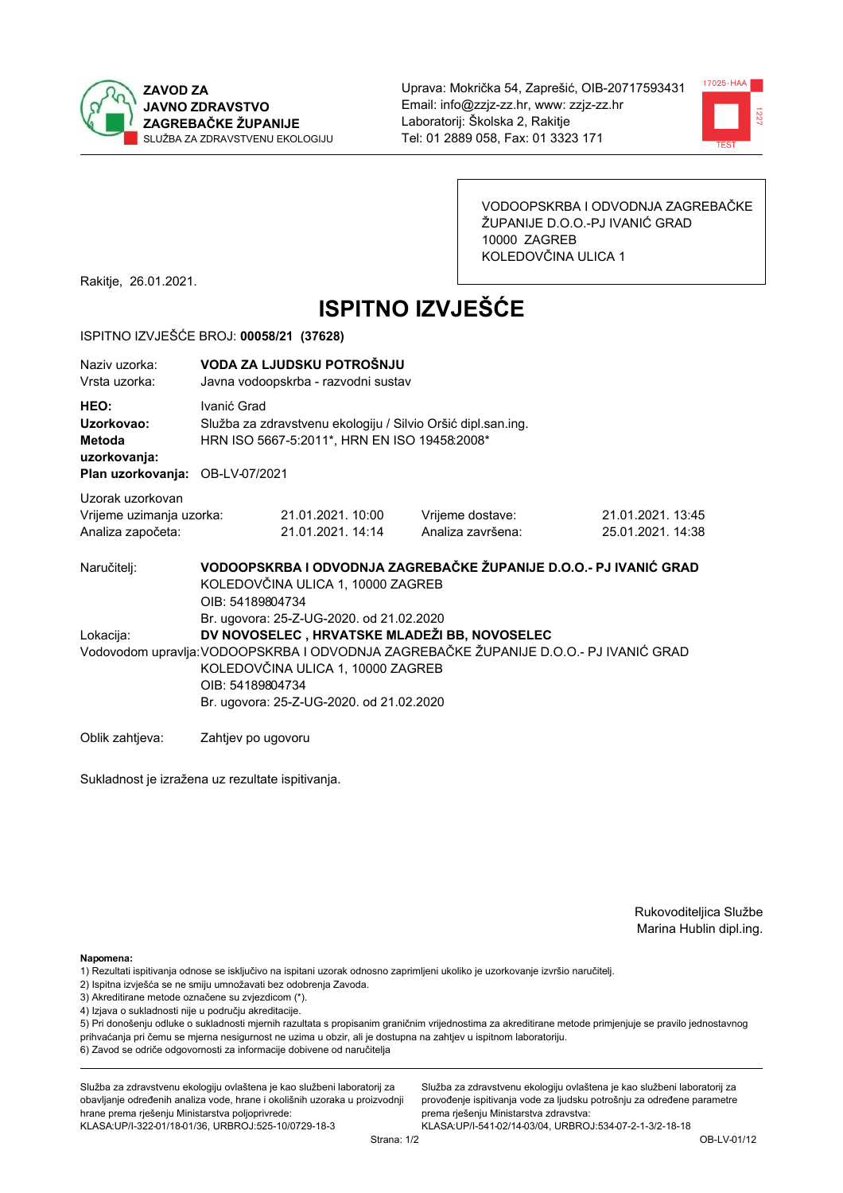**ZAVOD ZA JAVNO ZDRAVSTVO ZAGREBAČKE ŽUPANIJE**
SLUŽBA ZA ZDRAVSTVENU EKOLOGIJU

Uprava: Mokrička 54, Zaprešić, OIB-20717593431
Email: info@zzjz-zz.hr, www: zzjz-zz.hr
Laboratorij: Školska 2, Rakitje
Tel: 01 2889 058, Fax: 01 3323 171

VODOOPSKRBA I ODVODNJA ZAGREBAČKE ŽUPANIJE D.O.O.-PJ IVANIĆ GRAD
10000 ZAGREB
KOLEDOVČINA ULICA 1

Rakitje, 26.01.2021.

# ISPITNO IZVJEŠĆE

ISPITNO IZVJEŠĆE BROJ: **00058/21 (37628)**

Naziv uzorka: **VODA ZA LJUDSKU POTROŠNJU**
Vrsta uzorka: Javna vodoopskrba - razvodni sustav

**HEO:** Ivanić Grad
**Uzorkovao:** Služba za zdravstvenu ekologiju / Silvio Oršić dipl.san.ing.
**Metoda uzorkovanja:** HRN ISO 5667-5:2011*, HRN EN ISO 19458:2008*
**Plan uzorkovanja:** OB-LV-07/2021

Uzorak uzorkovan

| | | | |
|---|---|---|---|
| Vrijeme uzimanja uzorka: | 21.01.2021. 10:00 | Vrijeme dostave: | 21.01.2021. 13:45 |
| Analiza započeta: | 21.01.2021. 14:14 | Analiza završena: | 25.01.2021. 14:38 |

Naručitelj: **VODOOPSKRBA I ODVODNJA ZAGREBAČKE ŽUPANIJE D.O.O.- PJ IVANIĆ GRAD**
KOLEDOVČINA ULICA 1, 10000 ZAGREB
OIB: 54189804734
Br. ugovora: 25-Z-UG-2020. od 21.02.2020

Lokacija: **DV NOVOSELEC , HRVATSKE MLADEŽI BB, NOVOSELEC**

Vodovodom upravlja: VODOOPSKRBA I ODVODNJA ZAGREBAČKE ŽUPANIJE D.O.O.- PJ IVANIĆ GRAD
KOLEDOVČINA ULICA 1, 10000 ZAGREB
OIB: 54189804734
Br. ugovora: 25-Z-UG-2020. od 21.02.2020

Oblik zahtjeva: Zahtjev po ugovoru

Sukladnost je izražena uz rezultate ispitivanja.

Rukovoditeljica Službe
Marina Hublin dipl.ing.

**Napomena:**
1) Rezultati ispitivanja odnose se isključivo na ispitani uzorak odnosno zaprimljeni ukoliko je uzorkovanje izvršio naručitelj.
2) Ispitna izvješća se ne smiju umnožavati bez odobrenja Zavoda.
3) Akreditirane metode označene su zvjezdicom (*).
4) Izjava o sukladnosti nije u području akreditacije.
5) Pri donošenju odluke o sukladnosti mjernih razultata s propisanim graničnim vrijednostima za akreditirane metode primjenjuje se pravilo jednostavnog prihvaćanja pri čemu se mjerna nesigurnost ne uzima u obzir, ali je dostupna na zahtjev u ispitnom laboratoriju.
6) Zavod se odriče odgovornosti za informacije dobivene od naručitelja

Služba za zdravstvenu ekologiju ovlaštena je kao službeni laboratorij za obavljanje određenih analiza vode, hrane i okolišnih uzoraka u proizvodnji hrane prema rješenju Ministarstva poljoprivrede: KLASA:UP/I-322-01/18-01/36, URBROJ:525-10/0729-18-3

Služba za zdravstvenu ekologiju ovlaštena je kao službeni laboratorij za provođenje ispitivanja vode za ljudsku potrošnju za određene parametre prema rješenju Ministarstva zdravstva: KLASA:UP/I-541-02/14-03/04, URBROJ:534-07-2-1-3/2-18-18

OB-LV-01/12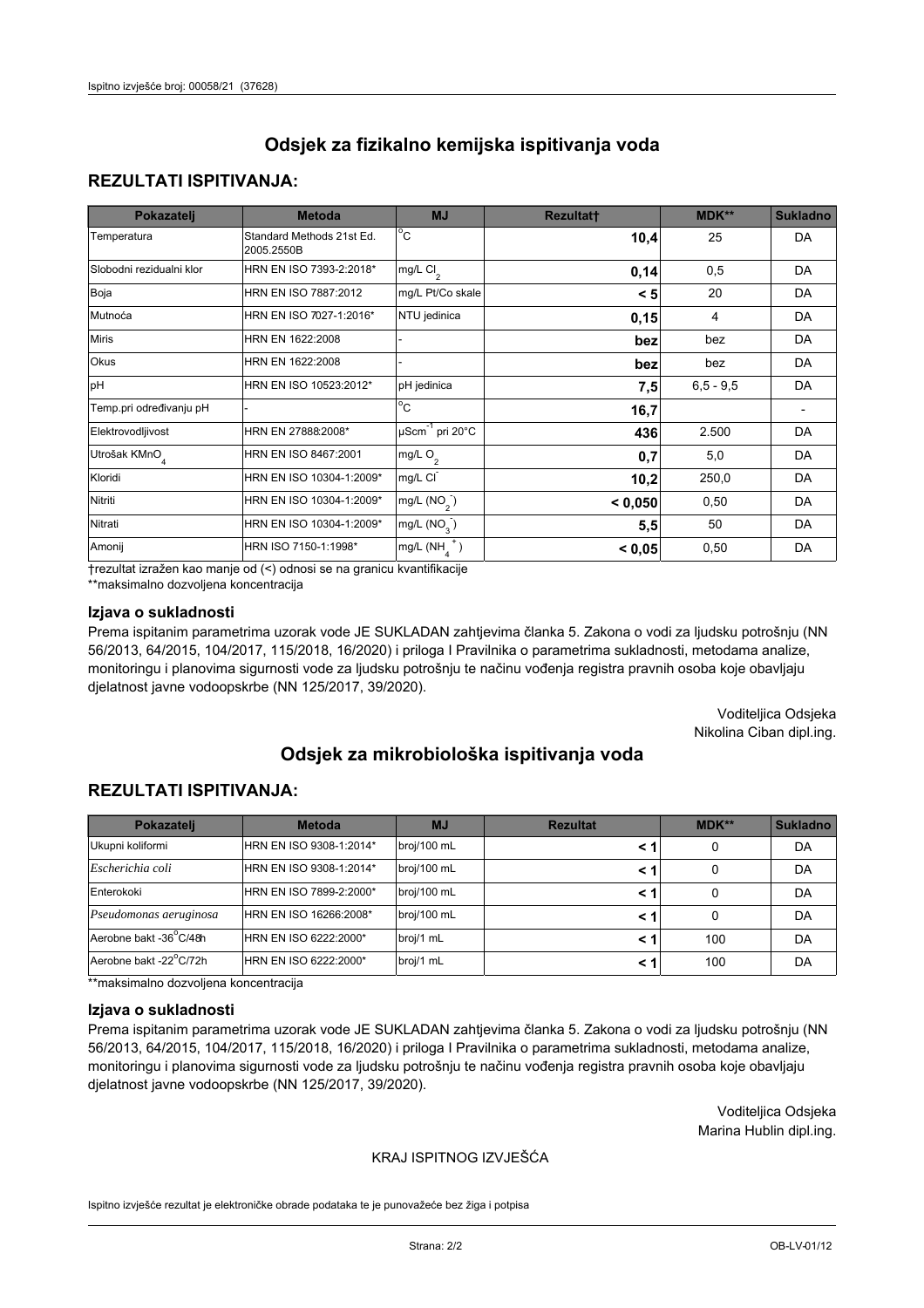## Odsjek za fizikalno kemijska ispitivanja voda

### REZULTATI ISPITIVANJA:

| Pokazatelj | Metoda | MJ | Rezultat† | MDK** | Sukladno |
|---|---|---|---|---|---|
| Temperatura | Standard Methods 21st Ed. 2005.2550B | °C | **10,4** | 25 | DA |
| Slobodni rezidualni klor | HRN EN ISO 7393-2:2018* | mg/L $Cl_2$ | **0,14** | 0,5 | DA |
| Boja | HRN EN ISO 7887:2012 | mg/L Pt/Co skale | **< 5** | 20 | DA |
| Mutnoća | HRN EN ISO 7027-1:2016* | NTU jedinica | **0,15** | 4 | DA |
| Miris | HRN EN 1622:2008 | - | **bez** | bez | DA |
| Okus | HRN EN 1622:2008 | - | **bez** | bez | DA |
| pH | HRN EN ISO 10523:2012* | pH jedinica | **7,5** | 6,5 - 9,5 | DA |
| Temp.pri određivanju pH | - | °C | **16,7** | | - |
| Elektrovodljivost | HRN EN 27888:2008* | $\mu Scm^{-1}$ pri 20°C | **436** | 2.500 | DA |
| Utrošak $KMnO_4$ | HRN EN ISO 8467:2001 | mg/L $O_2$ | **0,7** | 5,0 | DA |
| Kloridi | HRN EN ISO 10304-1:2009* | mg/L $Cl^-$ | **10,2** | 250,0 | DA |
| Nitriti | HRN EN ISO 10304-1:2009* | mg/L $(NO_2^-)$ | **< 0,050** | 0,50 | DA |
| Nitrati | HRN EN ISO 10304-1:2009* | mg/L $(NO_3^-)$ | **5,5** | 50 | DA |
| Amonij | HRN ISO 7150-1:1998* | mg/L $(NH_4^+)$ | **< 0,05** | 0,50 | DA |

†rezultat izražen kao manje od (<) odnosi se na granicu kvantifikacije
**maksimalno dozvoljena koncentracija

### Izjava o sukladnosti

Prema ispitanim parametrima uzorak vode JE SUKLADAN zahtjevima članka 5. Zakona o vodi za ljudsku potrošnju (NN 56/2013, 64/2015, 104/2017, 115/2018, 16/2020) i priloga I Pravilnika o parametrima sukladnosti, metodama analize, monitoringu i planovima sigurnosti vode za ljudsku potrošnju te načinu vođenja registra pravnih osoba koje obavljaju djelatnost javne vodoopskrbe (NN 125/2017, 39/2020).

Voditeljica Odsjeka
Nikolina Ciban dipl.ing.

## Odsjek za mikrobiološka ispitivanja voda

### REZULTATI ISPITIVANJA:

| Pokazatelj | Metoda | MJ | Rezultat | MDK** | Sukladno |
|---|---|---|---|---|---|
| Ukupni koliformi | HRN EN ISO 9308-1:2014* | broj/100 mL | **< 1** | 0 | DA |
| *Escherichia coli* | HRN EN ISO 9308-1:2014* | broj/100 mL | **< 1** | 0 | DA |
| Enterokoki | HRN EN ISO 7899-2:2000* | broj/100 mL | **< 1** | 0 | DA |
| *Pseudomonas aeruginosa* | HRN EN ISO 16266:2008* | broj/100 mL | **< 1** | 0 | DA |
| Aerobne bakt -36°C/48h | HRN EN ISO 6222:2000* | broj/1 mL | **< 1** | 100 | DA |
| Aerobne bakt -22°C/72h | HRN EN ISO 6222:2000* | broj/1 mL | **< 1** | 100 | DA |

**maksimalno dozvoljena koncentracija

### Izjava o sukladnosti

Prema ispitanim parametrima uzorak vode JE SUKLADAN zahtjevima članka 5. Zakona o vodi za ljudsku potrošnju (NN 56/2013, 64/2015, 104/2017, 115/2018, 16/2020) i priloga I Pravilnika o parametrima sukladnosti, metodama analize, monitoringu i planovima sigurnosti vode za ljudsku potrošnju te načinu vođenja registra pravnih osoba koje obavljaju djelatnost javne vodoopskrbe (NN 125/2017, 39/2020).

Voditeljica Odsjeka
Marina Hublin dipl.ing.

KRAJ ISPITNOG IZVJEŠĆA

Ispitno izvješće rezultat je elektroničke obrade podataka te je punovažeće bez žiga i potpisa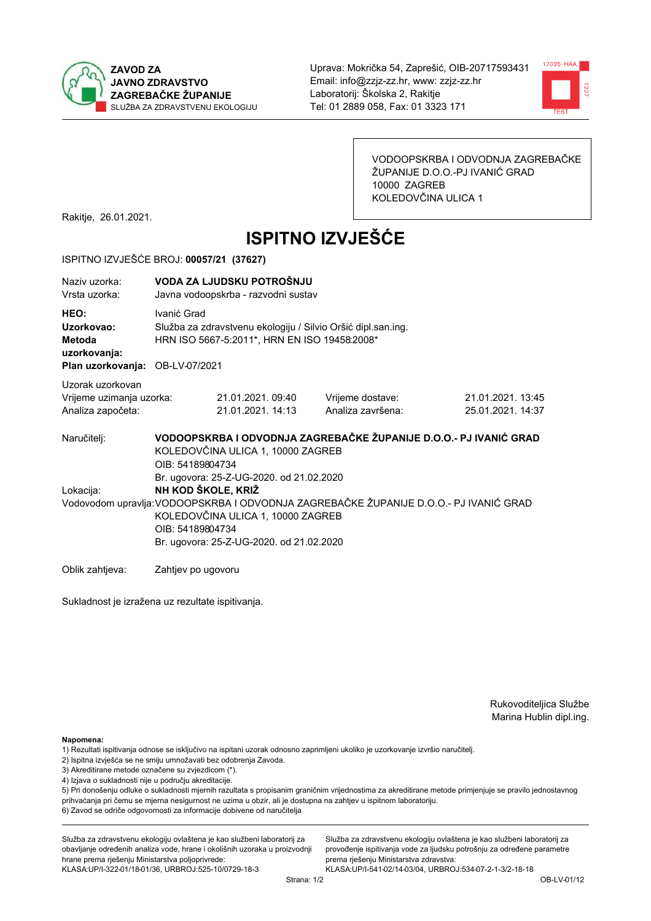**ZAVOD ZA JAVNO ZDRAVSTVO ZAGREBAČKE ŽUPANIJE**
SLUŽBA ZA ZDRAVSTVENU EKOLOGIJU

Uprava: Mokrička 54, Zaprešić, OIB-20717593431
Email: info@zzjz-zz.hr, www: zzjz-zz.hr
Laboratorij: Školska 2, Rakitje
Tel: 01 2889 058, Fax: 01 3323 171

VODOOPSKRBA I ODVODNJA ZAGREBAČKE ŽUPANIJE D.O.O.-PJ IVANIĆ GRAD
10000 ZAGREB
KOLEDOVČINA ULICA 1

Rakitje, 26.01.2021.

# ISPITNO IZVJEŠĆE

ISPITNO IZVJEŠĆE BROJ: **00057/21 (37627)**

| | |
|---|---|
| Naziv uzorka: | **VODA ZA LJUDSKU POTROŠNJU** |
| Vrsta uzorka: | Javna vodoopskrba - razvodni sustav |
| **HEO:** | Ivanić Grad |
| **Uzorkovao:** | Služba za zdravstvenu ekologiju / Silvio Oršić dipl.san.ing. |
| **Metoda uzorkovanja:** | HRN ISO 5667-5:2011*, HRN EN ISO 19458:2008* |
| **Plan uzorkovanja:** | OB-LV-07/2021 |

Uzorak uzorkovan

| | | | |
|---|---|---|---|
| Vrijeme uzimanja uzorka: | 21.01.2021. 09:40 | Vrijeme dostave: | 21.01.2021. 13:45 |
| Analiza započeta: | 21.01.2021. 14:13 | Analiza završena: | 25.01.2021. 14:37 |

Naručitelj: **VODOOPSKRBA I ODVODNJA ZAGREBAČKE ŽUPANIJE D.O.O.- PJ IVANIĆ GRAD**
KOLEDOVČINA ULICA 1, 10000 ZAGREB
OIB: 54189804734
Br. ugovora: 25-Z-UG-2020. od 21.02.2020

Lokacija: **NH KOD ŠKOLE, KRIŽ**

Vodovodom upravlja: VODOOPSKRBA I ODVODNJA ZAGREBAČKE ŽUPANIJE D.O.O.- PJ IVANIĆ GRAD
KOLEDOVČINA ULICA 1, 10000 ZAGREB
OIB: 54189804734
Br. ugovora: 25-Z-UG-2020. od 21.02.2020

Oblik zahtjeva: Zahtjev po ugovoru

Sukladnost je izražena uz rezultate ispitivanja.

Rukovoditeljica Službe
Marina Hublin dipl.ing.

**Napomena:**
1) Rezultati ispitivanja odnose se isključivo na ispitani uzorak odnosno zaprimljeni ukoliko je uzorkovanje izvršio naručitelj.
2) Ispitna izvješća se ne smiju umnožavati bez odobrenja Zavoda.
3) Akreditirane metode označene su zvjezdicom (*).
4) Izjava o sukladnosti nije u području akreditacije.
5) Pri donošenju odluke o sukladnosti mjernih razultata s propisanim graničnim vrijednostima za akreditirane metode primjenjuje se pravilo jednostavnog prihvaćanja pri čemu se mjerna nesigurnost ne uzima u obzir, ali je dostupna na zahtjev u ispitnom laboratoriju.
6) Zavod se odriče odgovornosti za informacije dobivene od naručitelja

Služba za zdravstvenu ekologiju ovlaštena je kao službeni laboratorij za obavljanje određenih analiza vode, hrane i okolišnih uzoraka u proizvodnji hrane prema rješenju Ministarstva poljoprivrede:
KLASA:UP/I-322-01/18-01/36, URBROJ:525-10/0729-18-3

Služba za zdravstvenu ekologiju ovlaštena je kao službeni laboratorij za provođenje ispitivanja vode za ljudsku potrošnju za određene parametre prema rješenju Ministarstva zdravstva:
KLASA:UP/I-541-02/14-03/04, URBROJ:534-07-2-1-3/2-18-18

OB-LV-01/12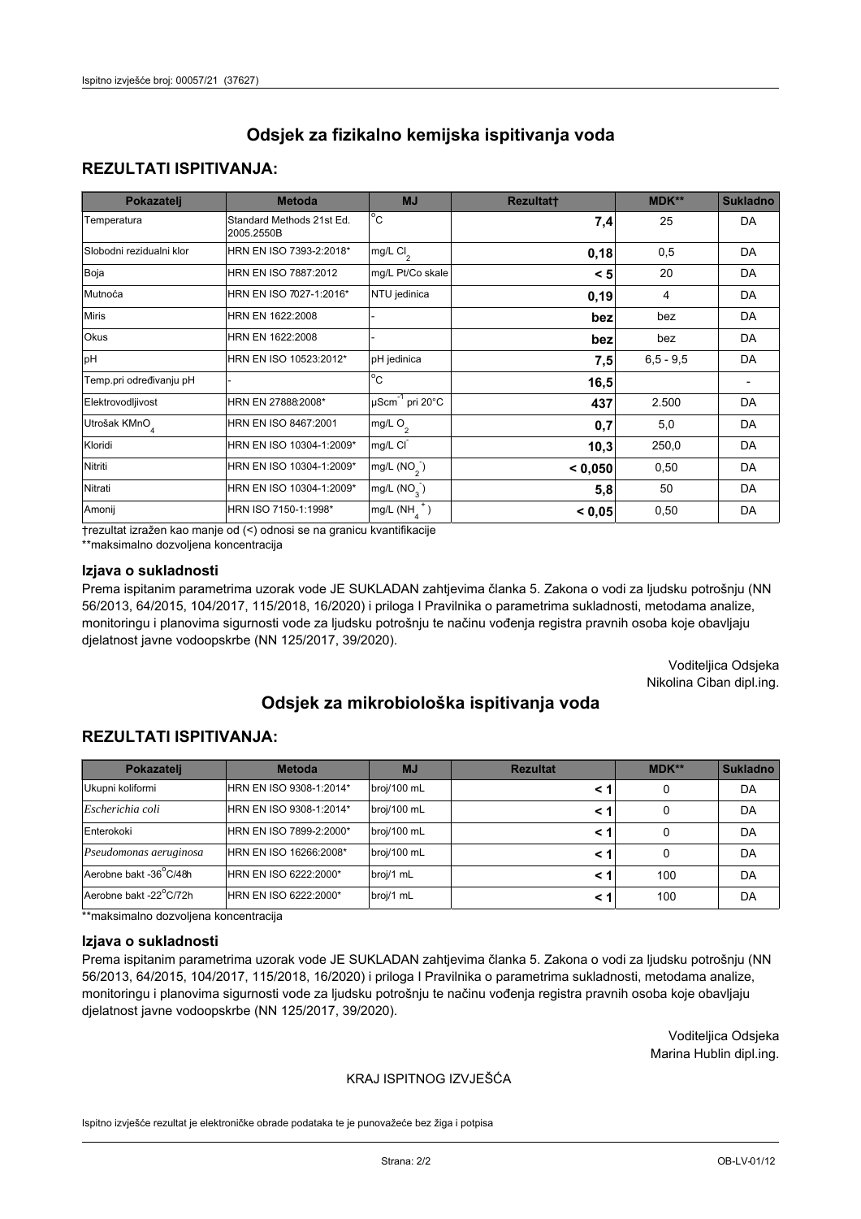## Odsjek za fizikalno kemijska ispitivanja voda

### REZULTATI ISPITIVANJA:

| Pokazatelj | Metoda | MJ | Rezultat† | MDK** | Sukladno |
|---|---|---|---|---|---|
| Temperatura | Standard Methods 21st Ed. 2005.2550B | °C | **7,4** | 25 | DA |
| Slobodni rezidualni klor | HRN EN ISO 7393-2:2018* | mg/L $Cl_2$ | **0,18** | 0,5 | DA |
| Boja | HRN EN ISO 7887:2012 | mg/L Pt/Co skale | **< 5** | 20 | DA |
| Mutnoća | HRN EN ISO 7027-1:2016* | NTU jedinica | **0,19** | 4 | DA |
| Miris | HRN EN 1622:2008 | - | **bez** | bez | DA |
| Okus | HRN EN 1622:2008 | - | **bez** | bez | DA |
| pH | HRN EN ISO 10523:2012* | pH jedinica | **7,5** | 6,5 - 9,5 | DA |
| Temp.pri određivanju pH | - | °C | **16,5** | | - |
| Elektrovodljivost | HRN EN 27888:2008* | $\mu Scm^{-1}$ pri 20°C | **437** | 2.500 | DA |
| Utrošak $KMnO_4$ | HRN EN ISO 8467:2001 | mg/L $O_2$ | **0,7** | 5,0 | DA |
| Kloridi | HRN EN ISO 10304-1:2009* | mg/L $Cl^-$ | **10,3** | 250,0 | DA |
| Nitriti | HRN EN ISO 10304-1:2009* | mg/L ($NO_2^-$) | **< 0,050** | 0,50 | DA |
| Nitrati | HRN EN ISO 10304-1:2009* | mg/L ($NO_3^-$) | **5,8** | 50 | DA |
| Amonij | HRN ISO 7150-1:1998* | mg/L ($NH_4^+$) | **< 0,05** | 0,50 | DA |

†rezultat izražen kao manje od (<) odnosi se na granicu kvantifikacije
**maksimalno dozvoljena koncentracija

### Izjava o sukladnosti

Prema ispitanim parametrima uzorak vode JE SUKLADAN zahtjevima članka 5. Zakona o vodi za ljudsku potrošnju (NN 56/2013, 64/2015, 104/2017, 115/2018, 16/2020) i priloga I Pravilnika o parametrima sukladnosti, metodama analize, monitoringu i planovima sigurnosti vode za ljudsku potrošnju te načinu vođenja registra pravnih osoba koje obavljaju djelatnost javne vodoopskrbe (NN 125/2017, 39/2020).

Voditeljica Odsjeka
Nikolina Ciban dipl.ing.

## Odsjek za mikrobiološka ispitivanja voda

### REZULTATI ISPITIVANJA:

| Pokazatelj | Metoda | MJ | Rezultat | MDK** | Sukladno |
|---|---|---|---|---|---|
| Ukupni koliformi | HRN EN ISO 9308-1:2014* | broj/100 mL | **< 1** | 0 | DA |
| *Escherichia coli* | HRN EN ISO 9308-1:2014* | broj/100 mL | **< 1** | 0 | DA |
| Enterokoki | HRN EN ISO 7899-2:2000* | broj/100 mL | **< 1** | 0 | DA |
| *Pseudomonas aeruginosa* | HRN EN ISO 16266:2008* | broj/100 mL | **< 1** | 0 | DA |
| Aerobne bakt -36°C/48h | HRN EN ISO 6222:2000* | broj/1 mL | **< 1** | 100 | DA |
| Aerobne bakt -22°C/72h | HRN EN ISO 6222:2000* | broj/1 mL | **< 1** | 100 | DA |

**maksimalno dozvoljena koncentracija

### Izjava o sukladnosti

Prema ispitanim parametrima uzorak vode JE SUKLADAN zahtjevima članka 5. Zakona o vodi za ljudsku potrošnju (NN 56/2013, 64/2015, 104/2017, 115/2018, 16/2020) i priloga I Pravilnika o parametrima sukladnosti, metodama analize, monitoringu i planovima sigurnosti vode za ljudsku potrošnju te načinu vođenja registra pravnih osoba koje obavljaju djelatnost javne vodoopskrbe (NN 125/2017, 39/2020).

Voditeljica Odsjeka
Marina Hublin dipl.ing.

KRAJ ISPITNOG IZVJEŠĆA

Ispitno izvješće rezultat je elektroničke obrade podataka te je punovažeće bez žiga i potpisa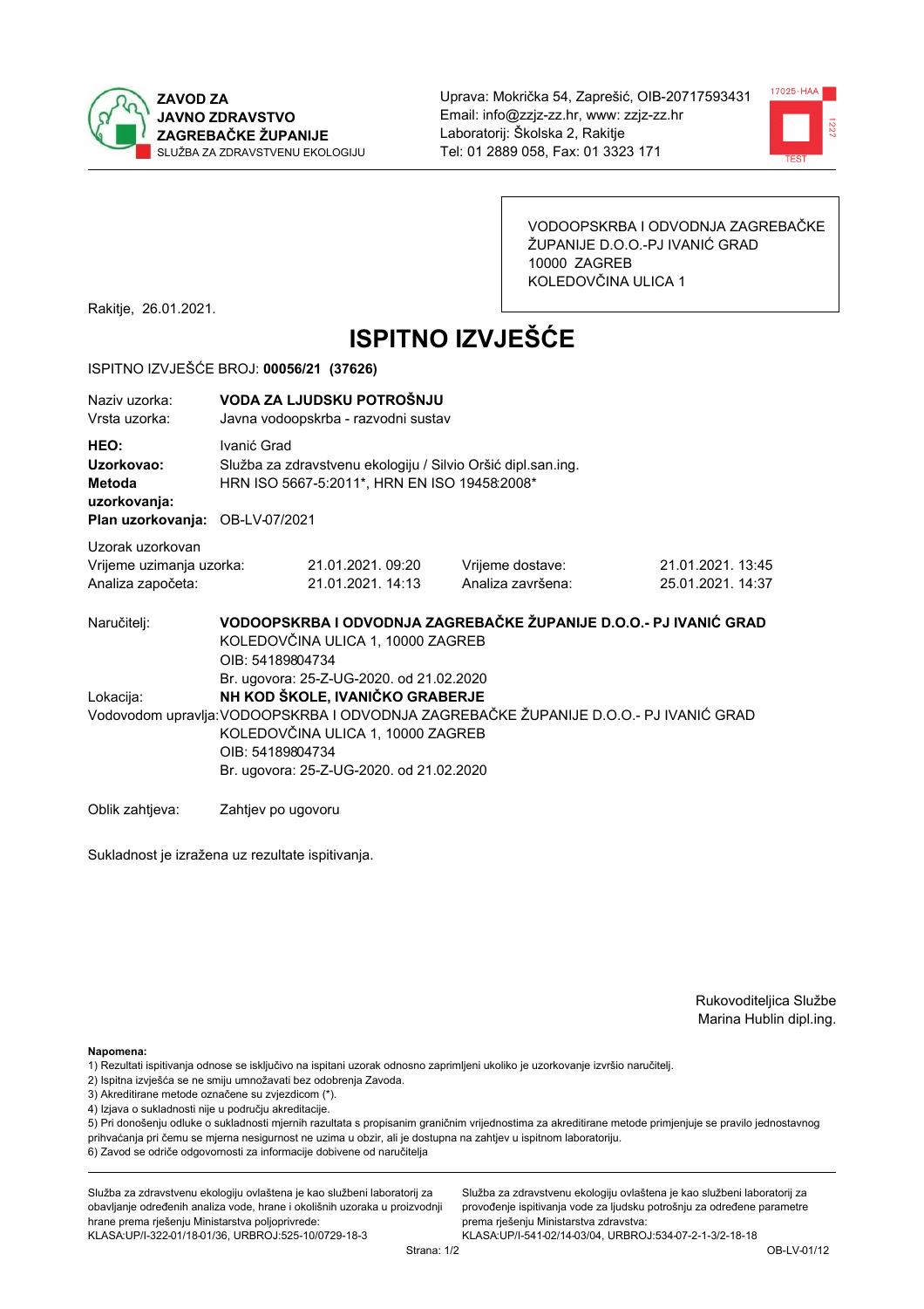**ZAVOD ZA JAVNO ZDRAVSTVO ZAGREBAČKE ŽUPANIJE**
SLUŽBA ZA ZDRAVSTVENU EKOLOGIJU

Uprava: Mokrička 54, Zaprešić, OIB-20717593431
Email: info@zzjz-zz.hr, www: zzjz-zz.hr
Laboratorij: Školska 2, Rakitje
Tel: 01 2889 058, Fax: 01 3323 171

VODOOPSKRBA I ODVODNJA ZAGREBAČKE ŽUPANIJE D.O.O.-PJ IVANIĆ GRAD
10000 ZAGREB
KOLEDOVČINA ULICA 1

Rakitje, 26.01.2021.

# ISPITNO IZVJEŠĆE

ISPITNO IZVJEŠĆE BROJ: **00056/21 (37626)**

Naziv uzorka: **VODA ZA LJUDSKU POTROŠNJU**
Vrsta uzorka: Javna vodoopskrba - razvodni sustav

**HEO:** Ivanić Grad
**Uzorkovao:** Služba za zdravstvenu ekologiju / Silvio Oršić dipl.san.ing.
**Metoda uzorkovanja:** HRN ISO 5667-5:2011*, HRN EN ISO 19458:2008*
**Plan uzorkovanja:** OB-LV-07/2021

Uzorak uzorkovan

| | | | |
|---|---|---|---|
| Vrijeme uzimanja uzorka: | 21.01.2021. 09:20 | Vrijeme dostave: | 21.01.2021. 13:45 |
| Analiza započeta: | 21.01.2021. 14:13 | Analiza završena: | 25.01.2021. 14:37 |

Naručitelj: **VODOOPSKRBA I ODVODNJA ZAGREBAČKE ŽUPANIJE D.O.O.- PJ IVANIĆ GRAD**
KOLEDOVČINA ULICA 1, 10000 ZAGREB
OIB: 54189804734
Br. ugovora: 25-Z-UG-2020. od 21.02.2020

Lokacija: **NH KOD ŠKOLE, IVANIČKO GRABERJE**

Vodovodom upravlja: VODOOPSKRBA I ODVODNJA ZAGREBAČKE ŽUPANIJE D.O.O.- PJ IVANIĆ GRAD
KOLEDOVČINA ULICA 1, 10000 ZAGREB
OIB: 54189804734
Br. ugovora: 25-Z-UG-2020. od 21.02.2020

Oblik zahtjeva: Zahtjev po ugovoru

Sukladnost je izražena uz rezultate ispitivanja.

Rukoviteljica Službe
Marina Hublin dipl.ing.

**Napomena:**
1) Rezultati ispitivanja odnose se isključivo na ispitani uzorak odnosno zaprimljeni ukoliko je uzorkovanje izvršio naručitelj.
2) Ispitna izvješća se ne smiju umnožavati bez odobrenja Zavoda.
3) Akreditirane metode označene su zvjezdicom (*).
4) Izjava o sukladnosti nije u području akreditacije.
5) Pri donošenju odluke o sukladnosti mjernih razultata s propisanim graničnim vrijednostima za akreditirane metode primjenjuje se pravilo jednostavnog prihvaćanja pri čemu se mjerna nesigurnost ne uzima u obzir, ali je dostupna na zahtjev u ispitnom laboratoriju.
6) Zavod se odriče odgovornosti za informacije dobivene od naručitelja

Služba za zdravstvenu ekologiju ovlaštena je kao službeni laboratorij za obavljanje određenih analiza vode, hrane i okolišnih uzoraka u proizvodnji hrane prema rješenju Ministarstva poljoprivrede:
KLASA:UP/I-322-01/18-01/36, URBROJ:525-10/0729-18-3

Služba za zdravstvenu ekologiju ovlaštena je kao službeni laboratorij za provođenje ispitivanja vode za ljudsku potrošnju za određene parametre prema rješenju Ministarstva zdravstva:
KLASA:UP/I-541-02/14-03/04, URBROJ:534-07-2-1-3/2-18-18

OB-LV-01/12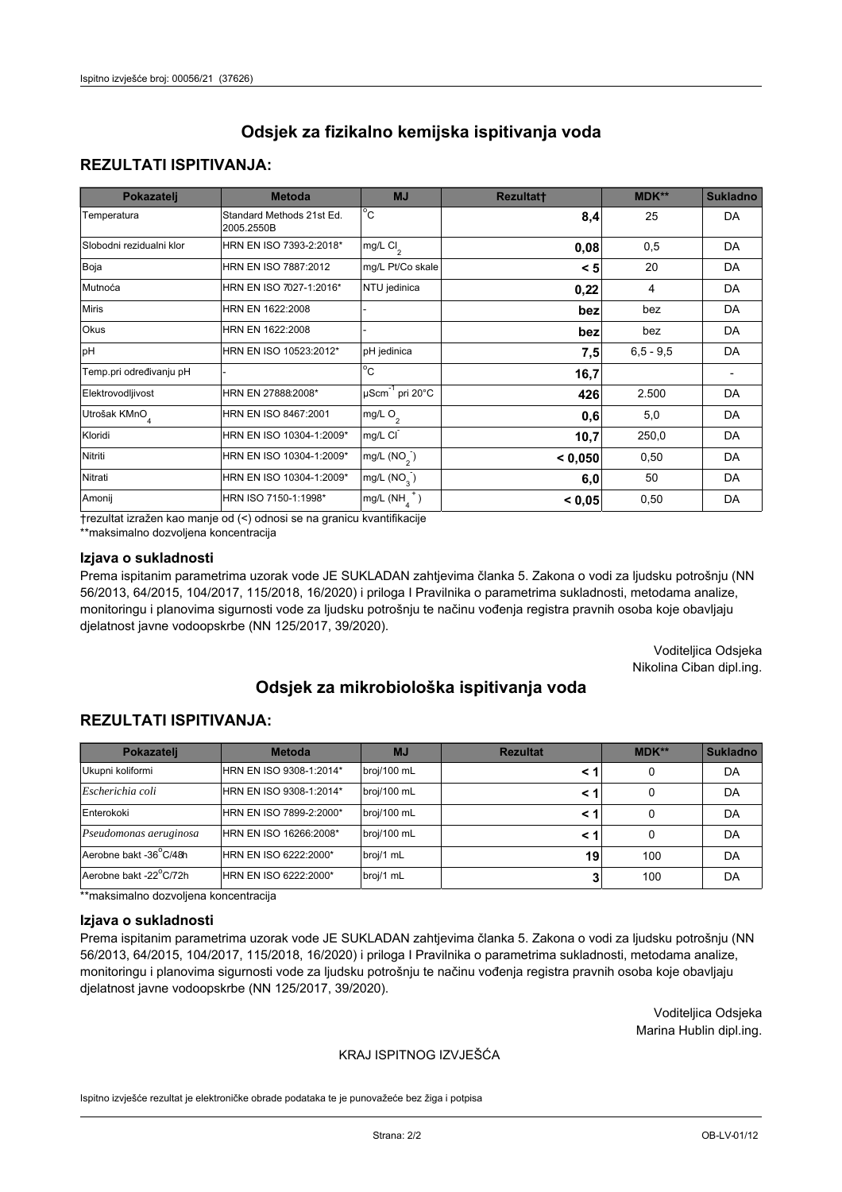# Odsjek za fizikalno kemijska ispitivanja voda

## REZULTATI ISPITIVANJA:

| Pokazatelj | Metoda | MJ | Rezultat† | MDK** | Sukladno |
|---|---|---|---|---|---|
| Temperatura | Standard Methods 21st Ed. 2005.2550B | °C | **8,4** | 25 | DA |
| Slobodni rezidualni klor | HRN EN ISO 7393-2:2018* | mg/L $Cl_2$ | **0,08** | 0,5 | DA |
| Boja | HRN EN ISO 7887:2012 | mg/L Pt/Co skale | **< 5** | 20 | DA |
| Mutnoća | HRN EN ISO 7027-1:2016* | NTU jedinica | **0,22** | 4 | DA |
| Miris | HRN EN 1622:2008 | - | **bez** | bez | DA |
| Okus | HRN EN 1622:2008 | - | **bez** | bez | DA |
| pH | HRN EN ISO 10523:2012* | pH jedinica | **7,5** | 6,5 - 9,5 | DA |
| Temp.pri određivanju pH | - | °C | **16,7** | | - |
| Elektrovodljivost | HRN EN 27888:2008* | $\mu Scm^{-1}$ pri 20°C | **426** | 2.500 | DA |
| Utrošak $KMnO_4$ | HRN EN ISO 8467:2001 | mg/L $O_2$ | **0,6** | 5,0 | DA |
| Kloridi | HRN EN ISO 10304-1:2009* | mg/L $Cl^-$ | **10,7** | 250,0 | DA |
| Nitriti | HRN EN ISO 10304-1:2009* | mg/L ($NO_2^-$) | **< 0,050** | 0,50 | DA |
| Nitrati | HRN EN ISO 10304-1:2009* | mg/L ($NO_3^-$) | **6,0** | 50 | DA |
| Amonij | HRN ISO 7150-1:1998* | mg/L ($NH_4^+$) | **< 0,05** | 0,50 | DA |

†rezultat izražen kao manje od (<) odnosi se na granicu kvantifikacije

**maksimalno dozvoljena koncentracija

### Izjava o sukladnosti

Prema ispitanim parametrima uzorak vode JE SUKLADAN zahtjevima članka 5. Zakona o vodi za ljudsku potrošnju (NN 56/2013, 64/2015, 104/2017, 115/2018, 16/2020) i priloga I Pravilnika o parametrima sukladnosti, metodama analize, monitoringu i planovima sigurnosti vode za ljudsku potrošnju te načinu vođenja registra pravnih osoba koje obavljaju djelatnost javne vodoopskrbe (NN 125/2017, 39/2020).

Voditeljica Odsjeka
Nikolina Ciban dipl.ing.

# Odsjek za mikrobiološka ispitivanja voda

## REZULTATI ISPITIVANJA:

| Pokazatelj | Metoda | MJ | Rezultat | MDK** | Sukladno |
|---|---|---|---|---|---|
| Ukupni koliformi | HRN EN ISO 9308-1:2014* | broj/100 mL | **< 1** | 0 | DA |
| *Escherichia coli* | HRN EN ISO 9308-1:2014* | broj/100 mL | **< 1** | 0 | DA |
| Enterokoki | HRN EN ISO 7899-2:2000* | broj/100 mL | **< 1** | 0 | DA |
| *Pseudomonas aeruginosa* | HRN EN 16266:2008* | broj/100 mL | **< 1** | 0 | DA |
| Aerobne bakt -36°C/48h | HRN EN ISO 6222:2000* | broj/1 mL | **19** | 100 | DA |
| Aerobne bakt -22°C/72h | HRN EN ISO 6222:2000* | broj/1 mL | **3** | 100 | DA |

**maksimalno dozvoljena koncentracija

### Izjava o sukladnosti

Prema ispitanim parametrima uzorak vode JE SUKLADAN zahtjevima članka 5. Zakona o vodi za ljudsku potrošnju (NN 56/2013, 64/2015, 104/2017, 115/2018, 16/2020) i priloga I Pravilnika o parametrima sukladnosti, metodama analize, monitoringu i planovima sigurnosti vode za ljudsku potrošnju te načinu vođenja registra pravnih osoba koje obavljaju djelatnost javne vodoopskrbe (NN 125/2017, 39/2020).

Voditeljica Odsjeka
Marina Hublin dipl.ing.

KRAJ ISPITNOG IZVJEŠĆA

Ispitno izvješće rezultat je elektroničke obrade podataka te je punovažeće bez žiga i potpisa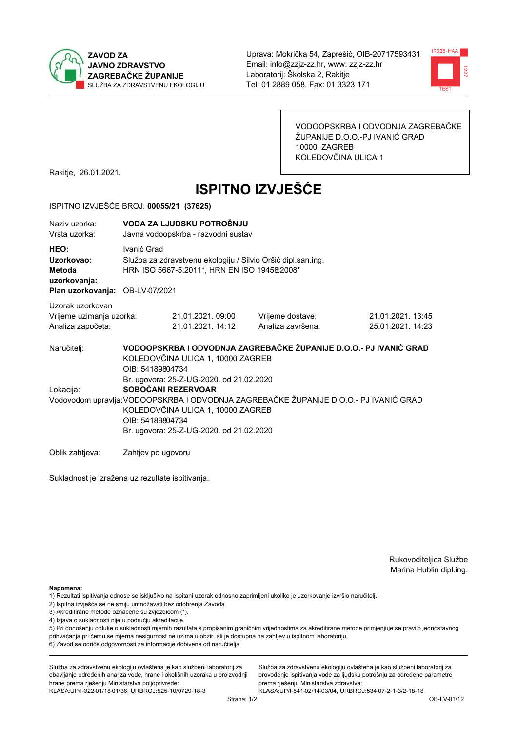**ZAVOD ZA JAVNO ZDRAVSTVO ZAGREBAČKE ŽUPANIJE**
SLUŽBA ZA ZDRAVSTVENU EKOLOGIJU

Uprava: Mokrička 54, Zaprešić, OIB-20717593431
Email: info@zzjz-zz.hr, www: zzjz-zz.hr
Laboratorij: Školska 2, Rakitje
Tel: 01 2889 058, Fax: 01 3323 171

VODOOPSKRBA I ODVODNJA ZAGREBAČKE ŽUPANIJE D.O.O.-PJ IVANIĆ GRAD
10000 ZAGREB
KOLEDOVČINA ULICA 1

Rakitje, 26.01.2021.

# ISPITNO IZVJEŠĆE

ISPITNO IZVJEŠĆE BROJ: **00055/21 (37625)**

| | |
|---|---|
| Naziv uzorka: | **VODA ZA LJUDSKU POTROŠNJU** |
| Vrsta uzorka: | Javna vodoopskrba - razvodni sustav |
| **HEO:** | Ivanić Grad |
| **Uzorkovao:** | Služba za zdravstvenu ekologiju / Silvio Oršić dipl.san.ing. |
| **Metoda uzorkovanja:** | HRN ISO 5667-5:2011*, HRN EN ISO 19458:2008* |
| **Plan uzorkovanja:** | OB-LV-07/2021 |

Uzorak uzorkovan

| | | | |
|---|---|---|---|
| Vrijeme uzimanja uzorka: | 21.01.2021. 09:00 | Vrijeme dostave: | 21.01.2021. 13:45 |
| Analiza započeta: | 21.01.2021. 14:12 | Analiza završena: | 25.01.2021. 14:23 |

Naručitelj: **VODOOPSKRBA I ODVODNJA ZAGREBAČKE ŽUPANIJE D.O.O.- PJ IVANIĆ GRAD**
KOLEDOVČINA ULICA 1, 10000 ZAGREB
OIB: 54189804734
Br. ugovora: 25-Z-UG-2020. od 21.02.2020

Lokacija: **SOBOČANI REZERVOAR**

Vodovodom upravlja: VODOOPSKRBA I ODVODNJA ZAGREBAČKE ŽUPANIJE D.O.O.- PJ IVANIĆ GRAD
KOLEDOVČINA ULICA 1, 10000 ZAGREB
OIB: 54189804734
Br. ugovora: 25-Z-UG-2020. od 21.02.2020

Oblik zahtjeva: Zahtjev po ugovoru

Sukladnost je izražena uz rezultate ispitivanja.

Rukoviditeljica Službe
Marina Hublin dipl.ing.

**Napomena:**
1) Rezultati ispitivanja odnose se isključivo na ispitani uzorak odnosno zaprimljeni ukoliko je uzorkovanje izvršio naručitelj.
2) Ispitna izvješća se ne smiju umnožavati bez odobrenja Zavoda.
3) Akreditirane metode označene su zvjezdicom (*).
4) Izjava o sukladnosti nije u području akreditacije.
5) Pri donošenju odluke o sukladnosti mjernih razultata s propisanim graničnim vrijednostima za akreditirane metode primjenjuje se pravilo jednostavnog prihvaćanja pri čemu se mjerna nesigurnost ne uzima u obzir, ali je dostupna na zahtjev u ispitnom laboratoriju.
6) Zavod se odriče odgovornosti za informacije dobivene od naručitelja

Služba za zdravstvenu ekologiju ovlaštena je kao službeni laboratorij za obavljanje određenih analiza vode, hrane i okolišnih uzoraka u proizvodnji hrane prema rješenju Ministarstva poljoprivrede: KLASA:UP/I-322-01/18-01/36, URBROJ:525-10/0729-18-3

Služba za zdravstvenu ekologiju ovlaštena je kao službeni laboratorij za provođenje ispitivanja vode za ljudsku potrošnju za određene parametre prema rješenju Ministarstva zdravstva: KLASA:UP/I-541-02/14-03/04, URBROJ:534-07-2-1-3/2-18-18

OB-LV-01/12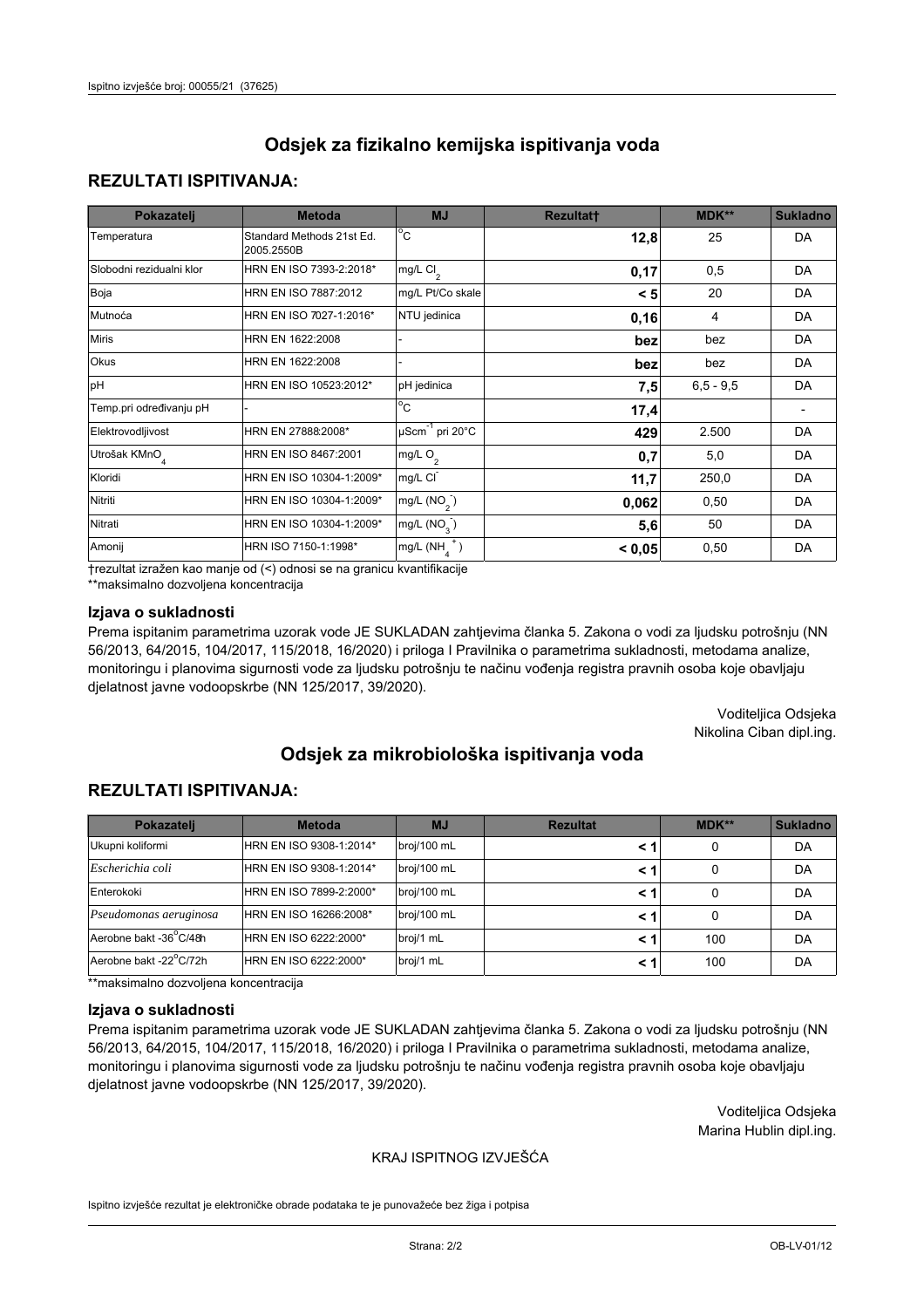# Odsjek za fizikalno kemijska ispitivanja voda

## REZULTATI ISPITIVANJA:

| Pokazatelj | Metoda | MJ | Rezultat† | MDK** | Sukladno |
|---|---|---|---|---|---|
| Temperatura | Standard Methods 21st Ed. 2005.2550B | °C | **12,8** | 25 | DA |
| Slobodni rezidualni klor | HRN EN ISO 7393-2:2018* | mg/L $Cl_2$ | **0,17** | 0,5 | DA |
| Boja | HRN EN ISO 7887:2012 | mg/L Pt/Co skale | **< 5** | 20 | DA |
| Mutnoća | HRN EN ISO 7027-1:2016* | NTU jedinica | **0,16** | 4 | DA |
| Miris | HRN EN 1622:2008 | - | **bez** | bez | DA |
| Okus | HRN EN 1622:2008 | - | **bez** | bez | DA |
| pH | HRN EN ISO 10523:2012* | pH jedinica | **7,5** | 6,5 - 9,5 | DA |
| Temp.pri određivanju pH | - | °C | **17,4** | | - |
| Elektrovodljivost | HRN EN 27888:2008* | $\mu Scm^{-1}$ pri 20°C | **429** | 2.500 | DA |
| Utrošak $KMnO_4$ | HRN EN ISO 8467:2001 | mg/L $O_2$ | **0,7** | 5,0 | DA |
| Kloridi | HRN EN ISO 10304-1:2009* | mg/L $Cl^-$ | **11,7** | 250,0 | DA |
| Nitriti | HRN EN ISO 10304-1:2009* | mg/L ($NO_2^-$) | **0,062** | 0,50 | DA |
| Nitrati | HRN EN ISO 10304-1:2009* | mg/L ($NO_3^-$) | **5,6** | 50 | DA |
| Amonij | HRN ISO 7150-1:1998* | mg/L ($NH_4^+$) | **< 0,05** | 0,50 | DA |

†rezultat izražen kao manje od (<) odnosi se na granicu kvantifikacije

**maksimalno dozvoljena koncentracija

### Izjava o sukladnosti

Prema ispitanim parametrima uzorak vode JE SUKLADAN zahtjevima članka 5. Zakona o vodi za ljudsku potrošnju (NN 56/2013, 64/2015, 104/2017, 115/2018, 16/2020) i priloga I Pravilnika o parametrima sukladnosti, metodama analize, monitoringu i planovima sigurnosti vode za ljudsku potrošnju te načinu vođenja registra pravnih osoba koje obavljaju djelatnost javne vodoopskrbe (NN 125/2017, 39/2020).

Voditeljica Odsjeka
Nikolina Ciban dipl.ing.

# Odsjek za mikrobiološka ispitivanja voda

## REZULTATI ISPITIVANJA:

| Pokazatelj | Metoda | MJ | Rezultat | MDK** | Sukladno |
|---|---|---|---|---|---|
| Ukupni koliformi | HRN EN ISO 9308-1:2014* | broj/100 mL | **< 1** | 0 | DA |
| *Escherichia coli* | HRN EN ISO 9308-1:2014* | broj/100 mL | **< 1** | 0 | DA |
| Enterokoki | HRN EN ISO 7899-2:2000* | broj/100 mL | **< 1** | 0 | DA |
| *Pseudomonas aeruginosa* | HRN EN ISO 16266:2008* | broj/100 mL | **< 1** | 0 | DA |
| Aerobne bakt -36°C/48h | HRN EN ISO 6222:2000* | broj/1 mL | **< 1** | 100 | DA |
| Aerobne bakt -22°C/72h | HRN EN ISO 6222:2000* | broj/1 mL | **< 1** | 100 | DA |

**maksimalno dozvoljena koncentracija

### Izjava o sukladnosti

Prema ispitanim parametrima uzorak vode JE SUKLADAN zahtjevima članka 5. Zakona o vodi za ljudsku potrošnju (NN 56/2013, 64/2015, 104/2017, 115/2018, 16/2020) i priloga I Pravilnika o parametrima sukladnosti, metodama analize, monitoringu i planovima sigurnosti vode za ljudsku potrošnju te načinu vođenja registra pravnih osoba koje obavljaju djelatnost javne vodoopskrbe (NN 125/2017, 39/2020).

Voditeljica Odsjeka
Marina Hublin dipl.ing.

KRAJ ISPITNOG IZVJEŠĆA

Ispitno izvješće rezultat je elektroničke obrade podataka te je punovažeće bez žiga i potpisa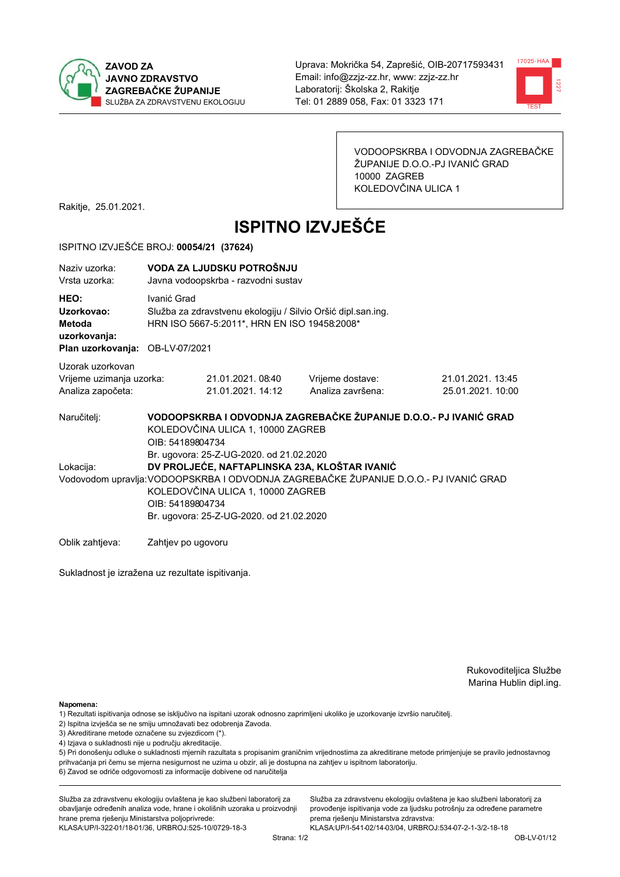**ZAVOD ZA JAVNO ZDRAVSTVO ZAGREBAČKE ŽUPANIJE**
SLUŽBA ZA ZDRAVSTVENU EKOLOGIJU

Uprava: Mokrička 54, Zaprešić, OIB-20717593431
Email: info@zzjz-zz.hr, www: zzjz-zz.hr
Laboratorij: Školska 2, Rakitje
Tel: 01 2889 058, Fax: 01 3323 171

VODOOPSKRBA I ODVODNJA ZAGREBAČKE ŽUPANIJE D.O.O.-PJ IVANIĆ GRAD
10000 ZAGREB
KOLEDOVČINA ULICA 1

Rakitje, 25.01.2021.

# ISPITNO IZVJEŠĆE

ISPITNO IZVJEŠĆE BROJ: **00054/21 (37624)**

| | |
|---|---|
| Naziv uzorka: | **VODA ZA LJUDSKU POTROŠNJU** |
| Vrsta uzorka: | Javna vodoopskrba - razvodni sustav |
| **HEO:** | Ivanić Grad |
| **Uzorkovao:** | Služba za zdravstvenu ekologiju / Silvio Oršić dipl.san.ing. |
| **Metoda uzorkovanja:** | HRN ISO 5667-5:2011*, HRN EN ISO 19458:2008* |
| **Plan uzorkovanja:** | OB-LV-07/2021 |

Uzorak uzorkovan

| | | | |
|---|---|---|---|
| Vrijeme uzimanja uzorka: | 21.01.2021. 08:40 | Vrijeme dostave: | 21.01.2021. 13:45 |
| Analiza započeta: | 21.01.2021. 14:12 | Analiza završena: | 25.01.2021. 10:00 |

Naručitelj: **VODOOPSKRBA I ODVODNJA ZAGREBAČKE ŽUPANIJE D.O.O.- PJ IVANIĆ GRAD**
KOLEDOVČINA ULICA 1, 10000 ZAGREB
OIB: 54189804734
Br. ugovora: 25-Z-UG-2020. od 21.02.2020

Lokacija: **DV PROLJEĆE, NAFTAPLINSKA 23A, KLOŠTAR IVANIĆ**

Vodovodom upravlja: VODOOPSKRBA I ODVODNJA ZAGREBAČKE ŽUPANIJE D.O.O.- PJ IVANIĆ GRAD
KOLEDOVČINA ULICA 1, 10000 ZAGREB
OIB: 54189804734
Br. ugovora: 25-Z-UG-2020. od 21.02.2020

Oblik zahtjeva: Zahtjev po ugovoru

Sukladnost je izražena uz rezultate ispitivanja.

Rukovoditeljica Službe
Marina Hublin dipl.ing.

**Napomena:**
1) Rezultati ispitivanja odnose se isključivo na ispitani uzorak odnosno zaprimljeni ukoliko je uzorkovanje izvršio naručitelj.
2) Ispitna izvješća se ne smiju umnožavati bez odobrenja Zavoda.
3) Akreditirane metode označene su zvjezdicom (*).
4) Izjava o sukladnosti nije u području akreditacije.
5) Pri donošenju odluke o sukladnosti mjernih razultata s propisanim graničnim vrijednostima za akreditirane metode primjenjuje se pravilo jednostavnog prihvaćanja pri čemu se mjerna nesigurnost ne uzima u obzir, ali je dostupna na zahtjev u ispitnom laboratoriju.
6) Zavod se odriče odgovornosti za informacije dobivene od naručitelja

Služba za zdravstvenu ekologiju ovlaštena je kao službeni laboratorij za obavljanje određenih analiza vode, hrane i okolišnih uzoraka u proizvodnji hrane prema rješenju Ministarstva poljoprivrede: KLASA:UP/I-322-01/18-01/36, URBROJ:525-10/0729-18-3

Služba za zdravstvenu ekologiju ovlaštena je kao službeni laboratorij za provođenje ispitivanja vode za ljudsku potrošnju za određene parametre prema rješenju Ministarstva zdravstva: KLASA:UP/I-541-02/14-03/04, URBROJ:534-07-2-1-3/2-18-18

OB-LV-01/12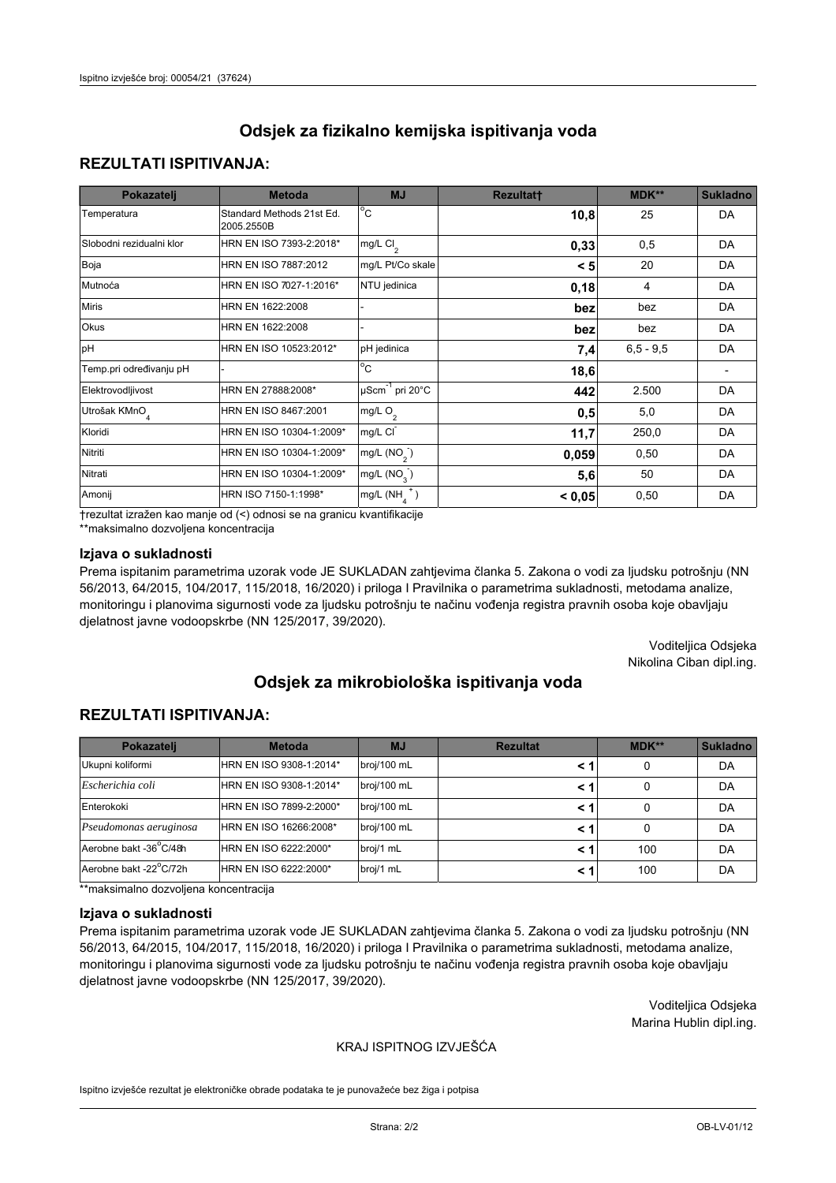# Odsjek za fizikalno kemijska ispitivanja voda

## REZULTATI ISPITIVANJA:

| Pokazatelj | Metoda | MJ | Rezultat† | MDK** | Sukladno |
|---|---|---|---|---|---|
| Temperatura | Standard Methods 21st Ed. 2005.2550B | °C | **10,8** | 25 | DA |
| Slobodni rezidualni klor | HRN EN ISO 7393-2:2018* | mg/L $Cl_2$ | **0,33** | 0,5 | DA |
| Boja | HRN EN ISO 7887:2012 | mg/L Pt/Co skale | **< 5** | 20 | DA |
| Mutnoća | HRN EN ISO 7027-1:2016* | NTU jedinica | **0,18** | 4 | DA |
| Miris | HRN EN 1622:2008 | - | **bez** | bez | DA |
| Okus | HRN EN 1622:2008 | - | **bez** | bez | DA |
| pH | HRN EN ISO 10523:2012* | pH jedinica | **7,4** | 6,5 - 9,5 | DA |
| Temp.pri određivanju pH | - | °C | **18,6** | | - |
| Elektrovodljivost | HRN EN 27888:2008* | $\mu Scm^{-1}$ pri 20°C | **442** | 2.500 | DA |
| Utrošak $KMnO_4$ | HRN EN ISO 8467:2001 | mg/L $O_2$ | **0,5** | 5,0 | DA |
| Kloridi | HRN EN ISO 10304-1:2009* | mg/L $Cl^-$ | **11,7** | 250,0 | DA |
| Nitriti | HRN EN ISO 10304-1:2009* | mg/L ($NO_2^-$) | **0,059** | 0,50 | DA |
| Nitrati | HRN EN ISO 10304-1:2009* | mg/L ($NO_3^-$) | **5,6** | 50 | DA |
| Amonij | HRN ISO 7150-1:1998* | mg/L ($NH_4^+$) | **< 0,05** | 0,50 | DA |

†rezultat izražen kao manje od (<) odnosi se na granicu kvantifikacije
**maksimalno dozvoljena koncentracija

### Izjava o sukladnosti

Prema ispitanim parametrima uzorak vode JE SUKLADAN zahtjevima članka 5. Zakona o vodi za ljudsku potrošnju (NN 56/2013, 64/2015, 104/2017, 115/2018, 16/2020) i priloga I Pravilnika o parametrima sukladnosti, metodama analize, monitoringu i planovima sigurnosti vode za ljudsku potrošnju te načinu vođenja registra pravnih osoba koje obavljaju djelatnost javne vodoopskrbe (NN 125/2017, 39/2020).

Voditeljica Odsjeka
Nikolina Ciban dipl.ing.

# Odsjek za mikrobiološka ispitivanja voda

## REZULTATI ISPITIVANJA:

| Pokazatelj | Metoda | MJ | Rezultat | MDK** | Sukladno |
|---|---|---|---|---|---|
| Ukupni koliformi | HRN EN ISO 9308-1:2014* | broj/100 mL | **< 1** | 0 | DA |
| *Escherichia coli* | HRN EN ISO 9308-1:2014* | broj/100 mL | **< 1** | 0 | DA |
| Enterokoki | HRN EN ISO 7899-2:2000* | broj/100 mL | **< 1** | 0 | DA |
| *Pseudomonas aeruginosa* | HRN EN 16266:2008* | broj/100 mL | **< 1** | 0 | DA |
| Aerobne bakt -36°C/48h | HRN EN ISO 6222:2000* | broj/1 mL | **< 1** | 100 | DA |
| Aerobne bakt -22°C/72h | HRN EN ISO 6222:2000* | broj/1 mL | **< 1** | 100 | DA |

**maksimalno dozvoljena koncentracija

### Izjava o sukladnosti

Prema ispitanim parametrima uzorak vode JE SUKLADAN zahtjevima članka 5. Zakona o vodi za ljudsku potrošnju (NN 56/2013, 64/2015, 104/2017, 115/2018, 16/2020) i priloga I Pravilnika o parametrima sukladnosti, metodama analize, monitoringu i planovima sigurnosti vode za ljudsku potrošnju te načinu vođenja registra pravnih osoba koje obavljaju djelatnost javne vodoopskrbe (NN 125/2017, 39/2020).

Voditeljica Odsjeka
Marina Hublin dipl.ing.

KRAJ ISPITNOG IZVJEŠĆA

Ispitno izvješće rezultat je elektroničke obrade podataka te je punovažeće bez žiga i potpisa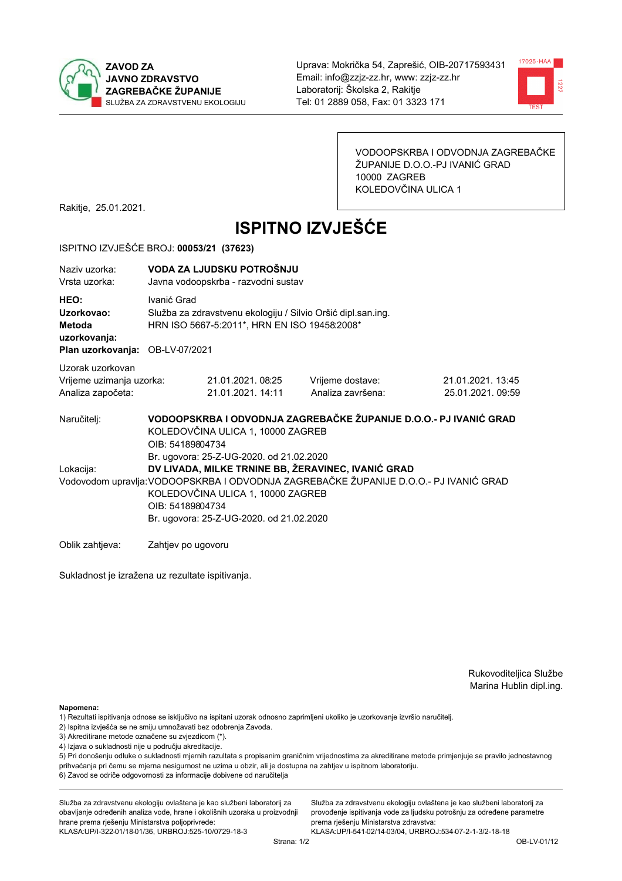**ZAVOD ZA JAVNO ZDRAVSTVO ZAGREBAČKE ŽUPANIJE**
SLUŽBA ZA ZDRAVSTVENU EKOLOGIJU

Uprava: Mokrička 54, Zaprešić, OIB-20717593431
Email: info@zzjz-zz.hr, www: zzjz-zz.hr
Laboratorij: Školska 2, Rakitje
Tel: 01 2889 058, Fax: 01 3323 171

VODOOPSKRBA I ODVODNJA ZAGREBAČKE ŽUPANIJE D.O.O.-PJ IVANIĆ GRAD
10000 ZAGREB
KOLEDOVČINA ULICA 1

Rakitje, 25.01.2021.

# ISPITNO IZVJEŠĆE

ISPITNO IZVJEŠĆE BROJ: **00053/21 (37623)**

| | |
|---|---|
| Naziv uzorka: | **VODA ZA LJUDSKU POTROŠNJU** |
| Vrsta uzorka: | Javna vodoopskrba - razvodni sustav |
| **HEO:** | Ivanić Grad |
| **Uzorkovao:** | Služba za zdravstvenu ekologiju / Silvio Oršić dipl.san.ing. |
| **Metoda uzorkovanja:** | HRN ISO 5667-5:2011*, HRN EN ISO 19458:2008* |
| **Plan uzorkovanja:** | OB-LV-07/2021 |

Uzorak uzorkovan

| | | | |
|---|---|---|---|
| Vrijeme uzimanja uzorka: | 21.01.2021. 08:25 | Vrijeme dostave: | 21.01.2021. 13:45 |
| Analiza započeta: | 21.01.2021. 14:11 | Analiza završena: | 25.01.2021. 09:59 |

Naručitelj: **VODOOPSKRBA I ODVODNJA ZAGREBAČKE ŽUPANIJE D.O.O.- PJ IVANIĆ GRAD**
KOLEDOVČINA ULICA 1, 10000 ZAGREB
OIB: 54189804734
Br. ugovora: 25-Z-UG-2020. od 21.02.2020

Lokacija: **DV LIVADA, MILKE TRNINE BB, ŽERAVINEC, IVANIĆ GRAD**

Vodovodom upravlja: VODOOPSKRBA I ODVODNJA ZAGREBAČKE ŽUPANIJE D.O.O.- PJ IVANIĆ GRAD
KOLEDOVČINA ULICA 1, 10000 ZAGREB
OIB: 54189804734
Br. ugovora: 25-Z-UG-2020. od 21.02.2020

Oblik zahtjeva: Zahtjev po ugovoru

Sukladnost je izražena uz rezultate ispitivanja.

Rukoviditeljica Službe
Marina Hublin dipl.ing.

**Napomena:**
1) Rezultati ispitivanja odnose se isključivo na ispitani uzorak odnosno zaprimljeni ukoliko je uzorkovanje izvršio naručitelj.
2) Ispitna izvješća se ne smiju umnožavati bez odobrenja Zavoda.
3) Akreditirane metode označene su zvjezdicom (*).
4) Izjava o sukladnosti nije u području akreditacije.
5) Pri donošenju odluke o sukladnosti mjernih razultata s propisanim graničnim vrijednostima za akreditirane metode primjenjuje se pravilo jednostavnog prihvaćanja pri čemu se mjerna nesigurnost ne uzima u obzir, ali je dostupna na zahtjev u ispitnom laboratoriju.
6) Zavod se odriče odgovornosti za informacije dobivene od naručitelja

Služba za zdravstvenu ekologiju ovlaštena je kao službeni laboratorij za obavljanje određenih analiza vode, hrane i okolišnih uzoraka u proizvodnji hrane prema rješenju Ministarstva poljoprivrede: KLASA:UP/I-322-01/18-01/36, URBROJ:525-10/0729-18-3

Služba za zdravstvenu ekologiju ovlaštena je kao službeni laboratorij za provođenje ispitivanja vode za ljudsku potrošnju za određene parametre prema rješenju Ministarstva zdravstva: KLASA:UP/I-541-02/14-03/04, URBROJ:534-07-2-1-3/2-18-18

OB-LV-01/12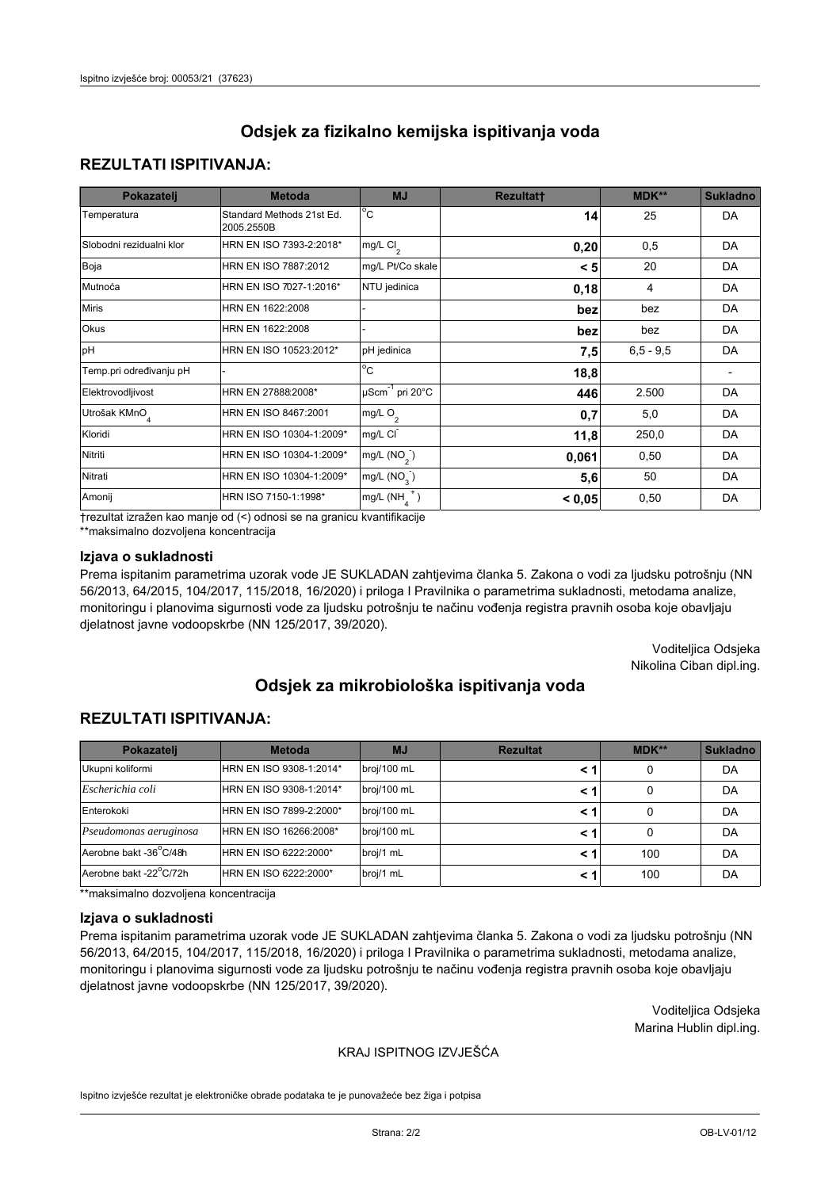# Odsjek za fizikalno kemijska ispitivanja voda

## REZULTATI ISPITIVANJA:

| Pokazatelj | Metoda | MJ | Rezultat† | MDK** | Sukladno |
|---|---|---|---|---|---|
| Temperatura | Standard Methods 21st Ed. 2005.2550B | °C | **14** | 25 | DA |
| Slobodni rezidualni klor | HRN EN ISO 7393-2:2018* | mg/L $Cl_2$ | **0,20** | 0,5 | DA |
| Boja | HRN EN ISO 7887:2012 | mg/L Pt/Co skale | **< 5** | 20 | DA |
| Mutnoća | HRN EN ISO 7027-1:2016* | NTU jedinica | **0,18** | 4 | DA |
| Miris | HRN EN 1622:2008 | - | **bez** | bez | DA |
| Okus | HRN EN 1622:2008 | - | **bez** | bez | DA |
| pH | HRN EN ISO 10523:2012* | pH jedinica | **7,5** | 6,5 - 9,5 | DA |
| Temp.pri određivanju pH | - | °C | **18,8** | | - |
| Elektrovodljivost | HRN EN 27888:2008* | $\mu Scm^{-1}$ pri 20°C | **446** | 2.500 | DA |
| Utrošak $KMnO_4$ | HRN EN ISO 8467:2001 | mg/L $O_2$ | **0,7** | 5,0 | DA |
| Kloridi | HRN EN ISO 10304-1:2009* | mg/L $Cl^-$ | **11,8** | 250,0 | DA |
| Nitriti | HRN EN ISO 10304-1:2009* | mg/L ($NO_2^-$) | **0,061** | 0,50 | DA |
| Nitrati | HRN EN ISO 10304-1:2009* | mg/L ($NO_3^-$) | **5,6** | 50 | DA |
| Amonij | HRN ISO 7150-1:1998* | mg/L ($NH_4^+$) | **< 0,05** | 0,50 | DA |

†rezultat izražen kao manje od (<) odnosi se na granicu kvantifikacije

**maksimalno dozvoljena koncentracija

### Izjava o sukladnosti

Prema ispitanim parametrima uzorak vode JE SUKLADAN zahtjevima članka 5. Zakona o vodi za ljudsku potrošnju (NN 56/2013, 64/2015, 104/2017, 115/2018, 16/2020) i priloga I Pravilnika o parametrima sukladnosti, metodama analize, monitoringu i planovima sigurnosti vode za ljudsku potrošnju te načinu vođenja registra pravnih osoba koje obavljaju djelatnost javne vodoopskrbe (NN 125/2017, 39/2020).

Voditeljica Odsjeka
Nikolina Ciban dipl.ing.

# Odsjek za mikrobiološka ispitivanja voda

## REZULTATI ISPITIVANJA:

| Pokazatelj | Metoda | MJ | Rezultat | MDK** | Sukladno |
|---|---|---|---|---|---|
| Ukupni koliformi | HRN EN ISO 9308-1:2014* | broj/100 mL | **< 1** | 0 | DA |
| *Escherichia coli* | HRN EN ISO 9308-1:2014* | broj/100 mL | **< 1** | 0 | DA |
| Enterokoki | HRN EN ISO 7899-2:2000* | broj/100 mL | **< 1** | 0 | DA |
| *Pseudomonas aeruginosa* | HRN EN ISO 16266:2008* | broj/100 mL | **< 1** | 0 | DA |
| Aerobne bakt -36°C/48h | HRN EN ISO 6222:2000* | broj/1 mL | **< 1** | 100 | DA |
| Aerobne bakt -22°C/72h | HRN EN ISO 6222:2000* | broj/1 mL | **< 1** | 100 | DA |

**maksimalno dozvoljena koncentracija

### Izjava o sukladnosti

Prema ispitanim parametrima uzorak vode JE SUKLADAN zahtjevima članka 5. Zakona o vodi za ljudsku potrošnju (NN 56/2013, 64/2015, 104/2017, 115/2018, 16/2020) i priloga I Pravilnika o parametrima sukladnosti, metodama analize, monitoringu i planovima sigurnosti vode za ljudsku potrošnju te načinu vođenja registra pravnih osoba koje obavljaju djelatnost javne vodoopskrbe (NN 125/2017, 39/2020).

Voditeljica Odsjeka
Marina Hublin dipl.ing.

KRAJ ISPITNOG IZVJEŠĆA

Ispitno izvješće rezultat je elektroničke obrade podataka te je punovažeće bez žiga i potpisa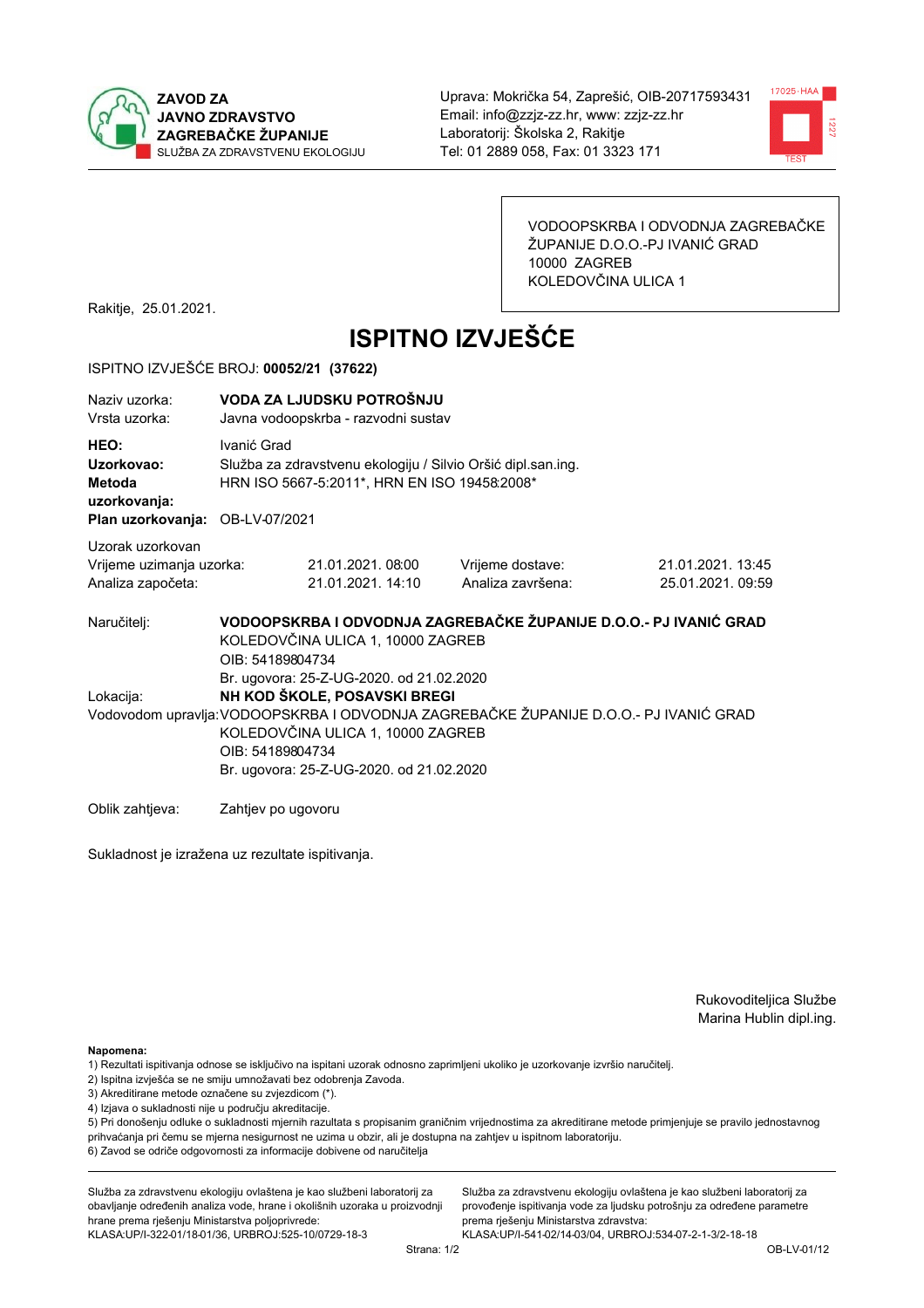**ZAVOD ZA JAVNO ZDRAVSTVO ZAGREBAČKE ŽUPANIJE**
SLUŽBA ZA ZDRAVSTVENU EKOLOGIJU

Uprava: Mokrička 54, Zaprešić, OIB-20717593431
Email: info@zzjz-zz.hr, www: zzjz-zz.hr
Laboratorij: Školska 2, Rakitje
Tel: 01 2889 058, Fax: 01 3323 171

VODOOPSKRBA I ODVODNJA ZAGREBAČKE ŽUPANIJE D.O.O.-PJ IVANIĆ GRAD
10000 ZAGREB
KOLEDOVČINA ULICA 1

Rakitje, 25.01.2021.

# ISPITNO IZVJEŠĆE

ISPITNO IZVJEŠĆE BROJ: **00052/21 (37622)**

| | |
|---|---|
| Naziv uzorka: | **VODA ZA LJUDSKU POTROŠNJU** |
| Vrsta uzorka: | Javna vodoopskrba - razvodni sustav |
| **HEO:** | Ivanić Grad |
| **Uzorkovao:** | Služba za zdravstvenu ekologiju / Silvio Oršić dipl.san.ing. |
| **Metoda uzorkovanja:** | HRN ISO 5667-5:2011*, HRN EN ISO 19458:2008* |
| **Plan uzorkovanja:** | OB-LV-07/2021 |

Uzorak uzorkovan

| | | | |
|---|---|---|---|
| Vrijeme uzimanja uzorka: | 21.01.2021. 08:00 | Vrijeme dostave: | 21.01.2021. 13:45 |
| Analiza započeta: | 21.01.2021. 14:10 | Analiza završena: | 25.01.2021. 09:59 |

Naručitelj: **VODOOPSKRBA I ODVODNJA ZAGREBAČKE ŽUPANIJE D.O.O.- PJ IVANIĆ GRAD**
KOLEDOVČINA ULICA 1, 10000 ZAGREB
OIB: 54189804734
Br. ugovora: 25-Z-UG-2020. od 21.02.2020

Lokacija: **NH KOD ŠKOLE, POSAVSKI BREGI**

Vodovodom upravlja: VODOOPSKRBA I ODVODNJA ZAGREBAČKE ŽUPANIJE D.O.O.- PJ IVANIĆ GRAD
KOLEDOVČINA ULICA 1, 10000 ZAGREB
OIB: 54189804734
Br. ugovora: 25-Z-UG-2020. od 21.02.2020

Oblik zahtjeva: Zahtjev po ugovoru

Sukladnost je izražena uz rezultate ispitivanja.

Rukoviteljica Službe
Marina Hublin dipl.ing.

**Napomena:**
1) Rezultati ispitivanja odnose se isključivo na ispitani uzorak odnosno zaprimljeni ukoliko je uzorkovanje izvršio naručitelj.
2) Ispitna izvješća se ne smiju umnožavati bez odobrenja Zavoda.
3) Akreditirane metode označene su zvjezdicom (*).
4) Izjava o sukladnosti nije u području akreditacije.
5) Pri donošenju odluke o sukladnosti mjernih razultata s propisanim graničnim vrijednostima za akreditirane metode primjenjuje se pravilo jednostavnog prihvaćanja pri čemu se mjerna nesigurnost ne uzima u obzir, ali je dostupna na zahtjev u ispitnom laboratoriju.
6) Zavod se odriče odgovornosti za informacije dobivene od naručitelja

Služba za zdravstvenu ekologiju ovlaštena je kao službeni laboratorij za obavljanje određenih analiza vode, hrane i okolišnih uzoraka u proizvodnji hrane prema rješenju Ministarstva poljoprivrede:
KLASA:UP/I-322-01/18-01/36, URBROJ:525-10/0729-18-3

Služba za zdravstvenu ekologiju ovlaštena je kao službeni laboratorij za provođenje ispitivanja vode za ljudsku potrošnju za određene parametre prema rješenju Ministarstva zdravstva:
KLASA:UP/I-541-02/14-03/04, URBROJ:534-07-2-1-3/2-18-18

OB-LV-01/12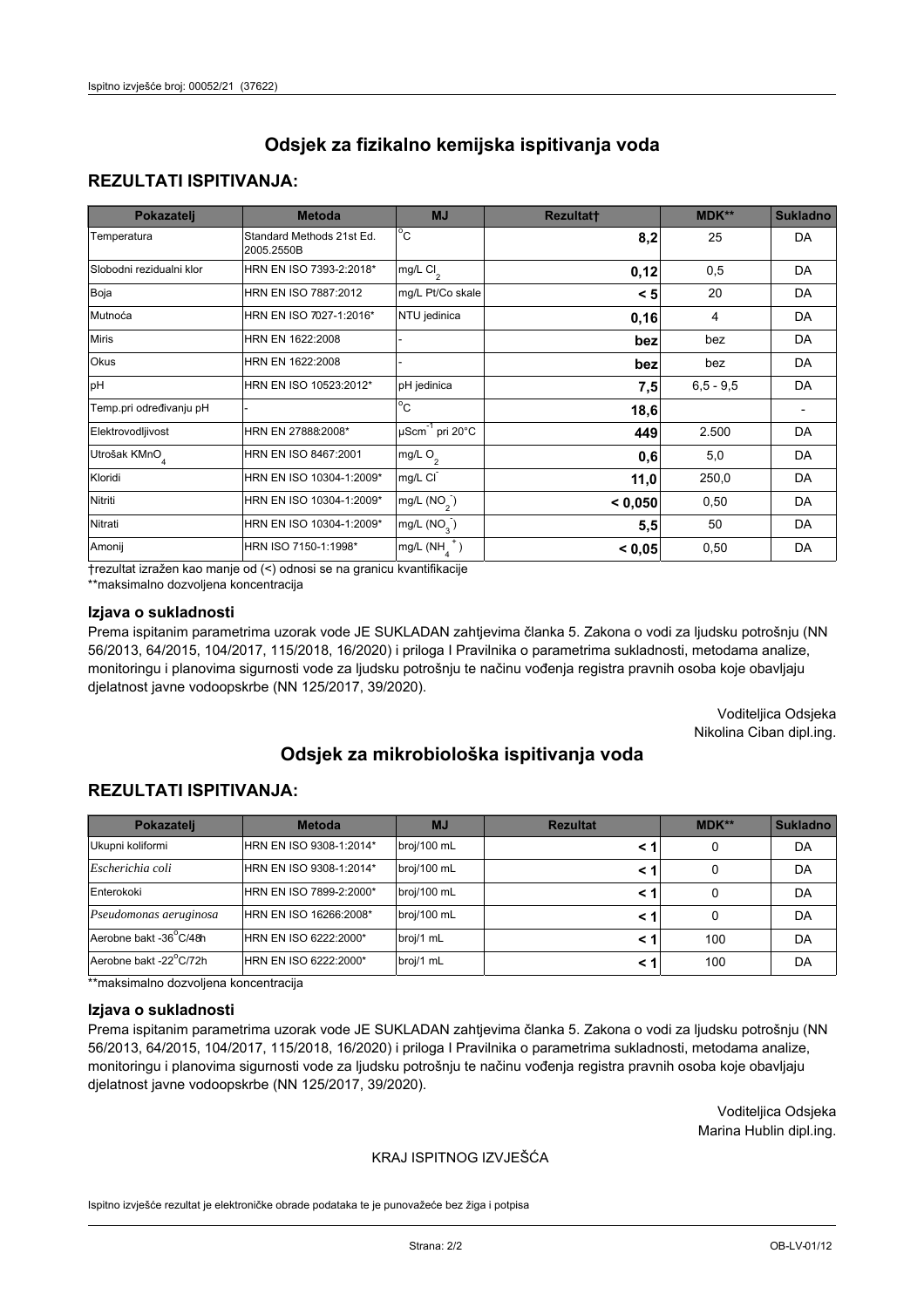Ispitno izvješće broj: 00052/21 (37622)

## Odsjek za fizikalno kemijska ispitivanja voda

### REZULTATI ISPITIVANJA:

| Pokazatelj | Metoda | MJ | Rezultat† | MDK** | Sukladno |
|---|---|---|---|---|---|
| Temperatura | Standard Methods 21st Ed. 2005.2550B | °C | **8,2** | 25 | DA |
| Slobodni rezidualni klor | HRN EN ISO 7393-2:2018* | mg/L $Cl_2$ | **0,12** | 0,5 | DA |
| Boja | HRN EN ISO 7887:2012 | mg/L Pt/Co skale | **< 5** | 20 | DA |
| Mutnoća | HRN EN ISO 7027-1:2016* | NTU jedinica | **0,16** | 4 | DA |
| Miris | HRN EN 1622:2008 | - | **bez** | bez | DA |
| Okus | HRN EN 1622:2008 | - | **bez** | bez | DA |
| pH | HRN EN ISO 10523:2012* | pH jedinica | **7,5** | 6,5 - 9,5 | DA |
| Temp.pri određivanju pH | - | °C | **18,6** | | - |
| Elektrovodljivost | HRN EN 27888:2008* | $\mu Scm^{-1}$ pri 20°C | **449** | 2.500 | DA |
| Utrošak $KMnO_4$ | HRN EN ISO 8467:2001 | mg/L $O_2$ | **0,6** | 5,0 | DA |
| Kloridi | HRN EN ISO 10304-1:2009* | mg/L $Cl^-$ | **11,0** | 250,0 | DA |
| Nitriti | HRN EN ISO 10304-1:2009* | mg/L ($NO_2^-$) | **< 0,050** | 0,50 | DA |
| Nitrati | HRN EN ISO 10304-1:2009* | mg/L ($NO_3^-$) | **5,5** | 50 | DA |
| Amonij | HRN ISO 7150-1:1998* | mg/L ($NH_4^+$) | **< 0,05** | 0,50 | DA |

†rezultat izražen kao manje od (<) odnosi se na granicu kvantifikacije
**maksimalno dozvoljena koncentracija

#### Izjava o sukladnosti

Prema ispitanim parametrima uzorak vode JE SUKLADAN zahtjevima članka 5. Zakona o vodi za ljudsku potrošnju (NN 56/2013, 64/2015, 104/2017, 115/2018, 16/2020) i priloga I Pravilnika o parametrima sukladnosti, metodama analize, monitoringu i planovima sigurnosti vode za ljudsku potrošnju te načinu vođenja registra pravnih osoba koje obavljaju djelatnost javne vodoopskrbe (NN 125/2017, 39/2020).

Voditeljica Odsjeka
Nikolina Ciban dipl.ing.

## Odsjek za mikrobiološka ispitivanja voda

### REZULTATI ISPITIVANJA:

| Pokazatelj | Metoda | MJ | Rezultat | MDK** | Sukladno |
|---|---|---|---|---|---|
| Ukupni koliformi | HRN EN ISO 9308-1:2014* | broj/100 mL | **< 1** | 0 | DA |
| *Escherichia coli* | HRN EN ISO 9308-1:2014* | broj/100 mL | **< 1** | 0 | DA |
| Enterokoki | HRN EN ISO 7899-2:2000* | broj/100 mL | **< 1** | 0 | DA |
| *Pseudomonas aeruginosa* | HRN EN ISO 16266:2008* | broj/100 mL | **< 1** | 0 | DA |
| Aerobne bakt -36°C/48h | HRN EN ISO 6222:2000* | broj/1 mL | **< 1** | 100 | DA |
| Aerobne bakt -22°C/72h | HRN EN ISO 6222:2000* | broj/1 mL | **< 1** | 100 | DA |

**maksimalno dozvoljena koncentracija

#### Izjava o sukladnosti

Prema ispitanim parametrima uzorak vode JE SUKLADAN zahtjevima članka 5. Zakona o vodi za ljudsku potrošnju (NN 56/2013, 64/2015, 104/2017, 115/2018, 16/2020) i priloga I Pravilnika o parametrima sukladnosti, metodama analize, monitoringu i planovima sigurnosti vode za ljudsku potrošnju te načinu vođenja registra pravnih osoba koje obavljaju djelatnost javne vodoopskrbe (NN 125/2017, 39/2020).

Voditeljica Odsjeka
Marina Hublin dipl.ing.

KRAJ ISPITNOG IZVJEŠĆA

Ispitno izvješće rezultat je elektroničke obrade podataka te je punovažeće bez žiga i potpisa

OB-LV-01/12